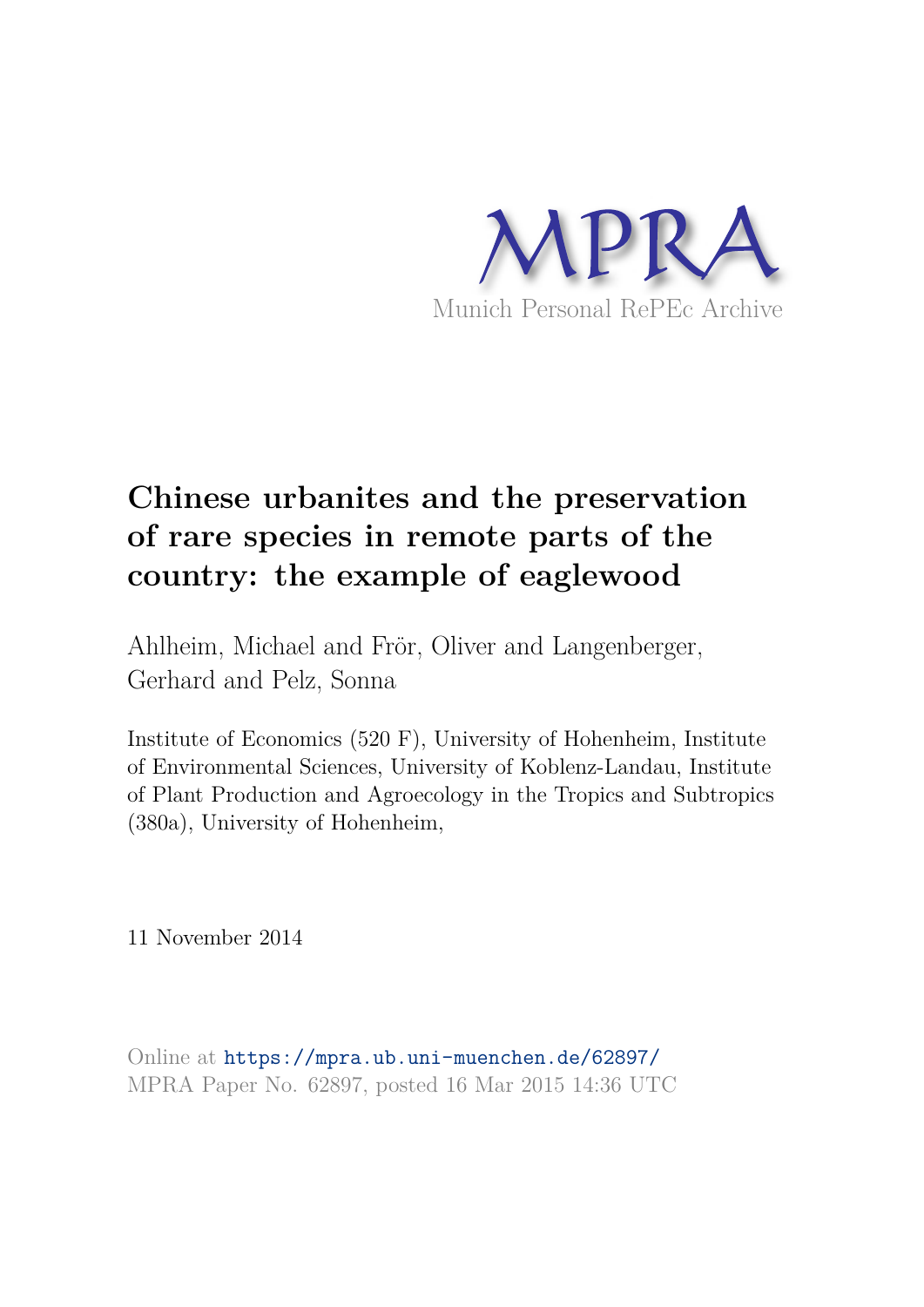MPRA

Munich Personal RePEc Archive

# Chinese urbanites and the preservation of rare species in remote parts of the country: the example of eaglewood

Ahlheim, Michael and Frör, Oliver and Langenberger, Gerhard and Pelz, Sonna

Institute of Economics (520 F), University of Hohenheim, Institute of Environmental Sciences, University of Koblenz-Landau, Institute of Plant Production and Agroecology in the Tropics and Subtropics (380a), University of Hohenheim,

11 November 2014

Online at https://mpra.ub.uni-muenchen.de/62897/
MPRA Paper No. 62897, posted 16 Mar 2015 14:36 UTC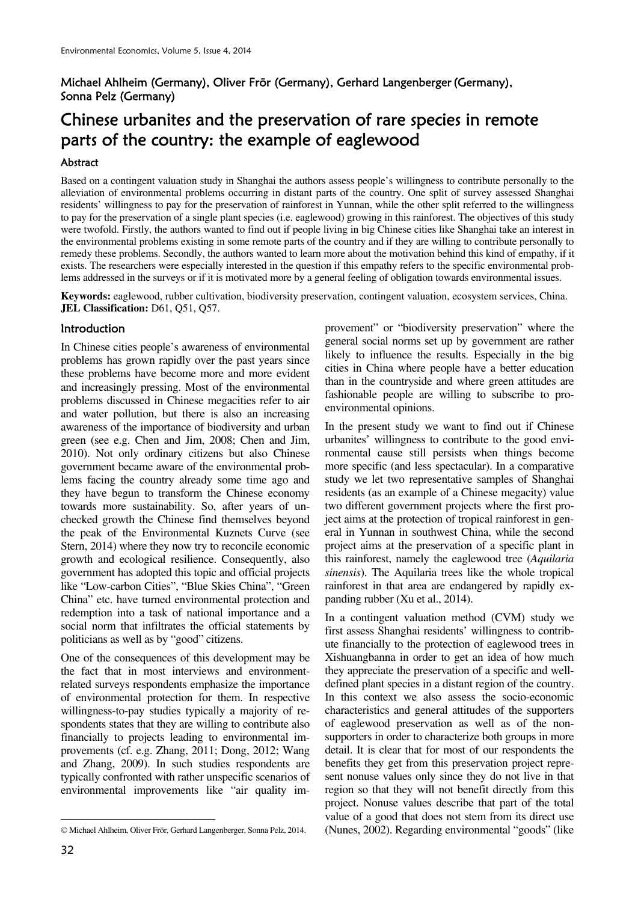Michael Ahlheim (Germany), Oliver Frör (Germany), Gerhard Langenberger (Germany), Sonna Pelz (Germany)

# Chinese urbanites and the preservation of rare species in remote parts of the country: the example of eaglewood

### Abstract

Based on a contingent valuation study in Shanghai the authors assess people's willingness to contribute personally to the alleviation of environmental problems occurring in distant parts of the country. One split of survey assessed Shanghai residents' willingness to pay for the preservation of rainforest in Yunnan, while the other split referred to the willingness to pay for the preservation of a single plant species (i.e. eaglewood) growing in this rainforest. The objectives of this study were twofold. Firstly, the authors wanted to find out if people living in big Chinese cities like Shanghai take an interest in the environmental problems existing in some remote parts of the country and if they are willing to contribute personally to remedy these problems. Secondly, the authors wanted to learn more about the motivation behind this kind of empathy, if it exists. The researchers were especially interested in the question if this empathy refers to the specific environmental problems addressed in the surveys or if it is motivated more by a general feeling of obligation towards environmental issues.

**Keywords:** eaglewood, rubber cultivation, biodiversity preservation, contingent valuation, ecosystem services, China.
**JEL Classification:** D61, Q51, Q57.

## Introduction

In Chinese cities people's awareness of environmental problems has grown rapidly over the past years since these problems have become more and more evident and increasingly pressing. Most of the environmental problems discussed in Chinese megacities refer to air and water pollution, but there is also an increasing awareness of the importance of biodiversity and urban green (see e.g. Chen and Jim, 2008; Chen and Jim, 2010). Not only ordinary citizens but also Chinese government became aware of the environmental problems facing the country already some time ago and they have begun to transform the Chinese economy towards more sustainability. So, after years of unchecked growth the Chinese find themselves beyond the peak of the Environmental Kuznets Curve (see Stern, 2014) where they now try to reconcile economic growth and ecological resilience. Consequently, also government has adopted this topic and official projects like "Low-carbon Cities", "Blue Skies China", "Green China" etc. have turned environmental protection and redemption into a task of national importance and a social norm that infiltrates the official statements by politicians as well as by "good" citizens.

One of the consequences of this development may be the fact that in most interviews and environment-related surveys respondents emphasize the importance of environmental protection for them. In respective willingness-to-pay studies typically a majority of respondents states that they are willing to contribute also financially to projects leading to environmental improvements (cf. e.g. Zhang, 2011; Dong, 2012; Wang and Zhang, 2009). In such studies respondents are typically confronted with rather unspecific scenarios of environmental improvements like "air quality improvement" or "biodiversity preservation" where the general social norms set up by government are rather likely to influence the results. Especially in the big cities in China where people have a better education than in the countryside and where green attitudes are fashionable people are willing to subscribe to pro-environmental opinions.

In the present study we want to find out if Chinese urbanites' willingness to contribute to the good environmental cause still persists when things become more specific (and less spectacular). In a comparative study we let two representative samples of Shanghai residents (as an example of a Chinese megacity) value two different government projects where the first project aims at the protection of tropical rainforest in general in Yunnan in southwest China, while the second project aims at the preservation of a specific plant in this rainforest, namely the eaglewood tree (*Aquilaria sinensis*). The Aquilaria trees like the whole tropical rainforest in that area are endangered by rapidly expanding rubber (Xu et al., 2014).

In a contingent valuation method (CVM) study we first assess Shanghai residents' willingness to contribute financially to the protection of eaglewood trees in Xishuangbanna in order to get an idea of how much they appreciate the preservation of a specific and well-defined plant species in a distant region of the country. In this context we also assess the socio-economic characteristics and general attitudes of the supporters of eaglewood preservation as well as of the nonsupporters in order to characterize both groups in more detail. It is clear that for most of our respondents the benefits they get from this preservation project represent nonuse values only since they do not live in that region so that they will not benefit directly from this project. Nonuse values describe that part of the total value of a good that does not stem from its direct use (Nunes, 2002). Regarding environmental "goods" (like

© Michael Ahlheim, Oliver Frör, Gerhard Langenberger, Sonna Pelz, 2014.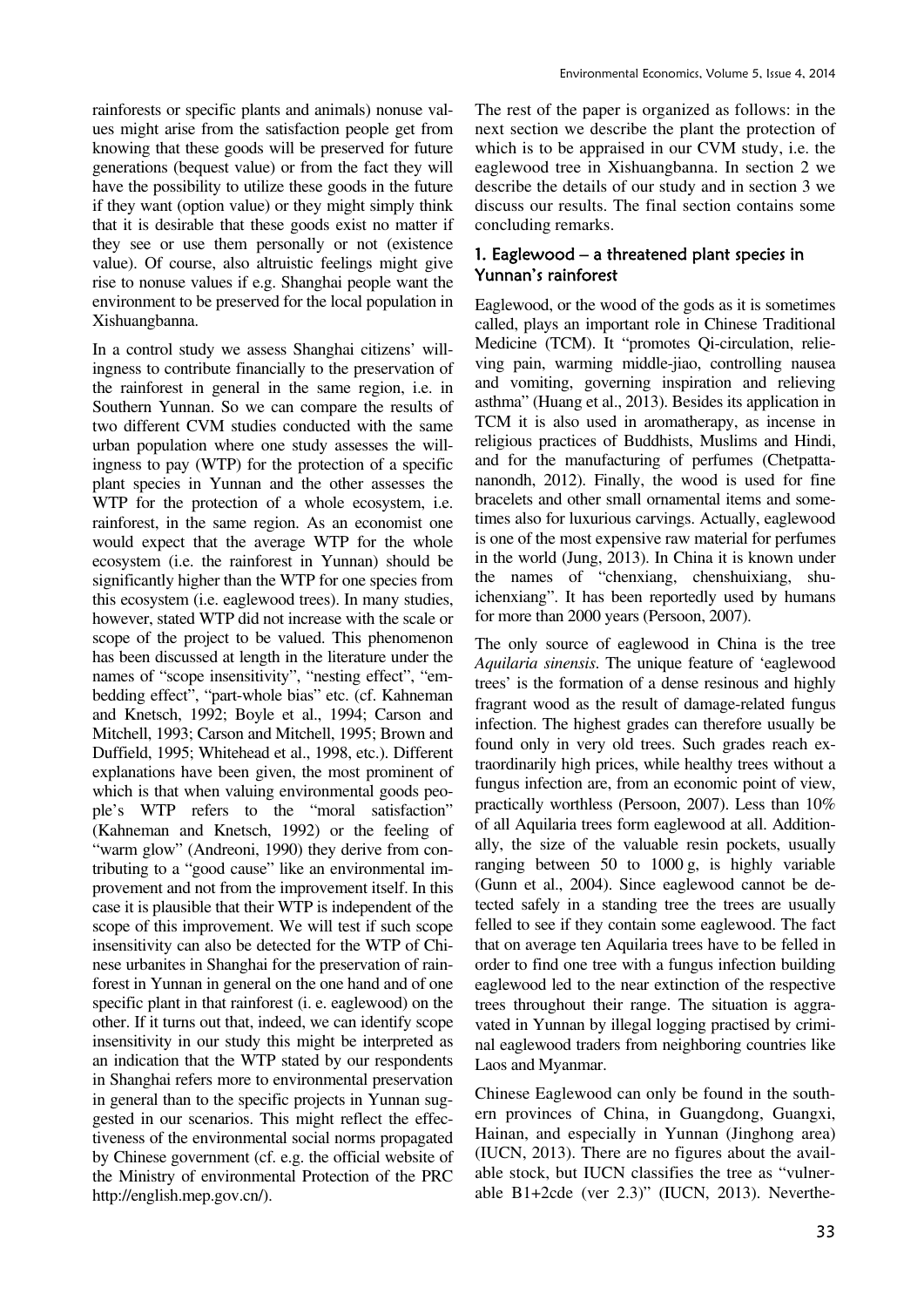rainforests or specific plants and animals) nonuse values might arise from the satisfaction people get from knowing that these goods will be preserved for future generations (bequest value) or from the fact they will have the possibility to utilize these goods in the future if they want (option value) or they might simply think that it is desirable that these goods exist no matter if they see or use them personally or not (existence value). Of course, also altruistic feelings might give rise to nonuse values if e.g. Shanghai people want the environment to be preserved for the local population in Xishuangbanna.

In a control study we assess Shanghai citizens' willingness to contribute financially to the preservation of the rainforest in general in the same region, i.e. in Southern Yunnan. So we can compare the results of two different CVM studies conducted with the same urban population where one study assesses the willingness to pay (WTP) for the protection of a specific plant species in Yunnan and the other assesses the WTP for the protection of a whole ecosystem, i.e. rainforest, in the same region. As an economist one would expect that the average WTP for the whole ecosystem (i.e. the rainforest in Yunnan) should be significantly higher than the WTP for one species from this ecosystem (i.e. eaglewood trees). In many studies, however, stated WTP did not increase with the scale or scope of the project to be valued. This phenomenon has been discussed at length in the literature under the names of "scope insensitivity", "nesting effect", "embedding effect", "part-whole bias" etc. (cf. Kahneman and Knetsch, 1992; Boyle et al., 1994; Carson and Mitchell, 1993; Carson and Mitchell, 1995; Brown and Duffield, 1995; Whitehead et al., 1998, etc.). Different explanations have been given, the most prominent of which is that when valuing environmental goods people's WTP refers to the "moral satisfaction" (Kahneman and Knetsch, 1992) or the feeling of "warm glow" (Andreoni, 1990) they derive from contributing to a "good cause" like an environmental improvement and not from the improvement itself. In this case it is plausible that their WTP is independent of the scope of this improvement. We will test if such scope insensitivity can also be detected for the WTP of Chinese urbanites in Shanghai for the preservation of rainforest in Yunnan in general on the one hand and of one specific plant in that rainforest (i. e. eaglewood) on the other. If it turns out that, indeed, we can identify scope insensitivity in our study this might be interpreted as an indication that the WTP stated by our respondents in Shanghai refers more to environmental preservation in general than to the specific projects in Yunnan suggested in our scenarios. This might reflect the effectiveness of the environmental social norms propagated by Chinese government (cf. e.g. the official website of the Ministry of environmental Protection of the PRC http://english.mep.gov.cn/).

The rest of the paper is organized as follows: in the next section we describe the plant the protection of which is to be appraised in our CVM study, i.e. the eaglewood tree in Xishuangbanna. In section 2 we describe the details of our study and in section 3 we discuss our results. The final section contains some concluding remarks.

## 1. Eaglewood – a threatened plant species in Yunnan's rainforest

Eaglewood, or the wood of the gods as it is sometimes called, plays an important role in Chinese Traditional Medicine (TCM). It "promotes Qi-circulation, relieving pain, warming middle-jiao, controlling nausea and vomiting, governing inspiration and relieving asthma" (Huang et al., 2013). Besides its application in TCM it is also used in aromatherapy, as incense in religious practices of Buddhists, Muslims and Hindi, and for the manufacturing of perfumes (Chetpattananondh, 2012). Finally, the wood is used for fine bracelets and other small ornamental items and sometimes also for luxurious carvings. Actually, eaglewood is one of the most expensive raw material for perfumes in the world (Jung, 2013). In China it is known under the names of "chenxiang, chenshuixiang, shuichenxiang". It has been reportedly used by humans for more than 2000 years (Persoon, 2007).

The only source of eaglewood in China is the tree *Aquilaria sinensis*. The unique feature of 'eaglewood trees' is the formation of a dense resinous and highly fragrant wood as the result of damage-related fungus infection. The highest grades can therefore usually be found only in very old trees. Such grades reach extraordinarily high prices, while healthy trees without a fungus infection are, from an economic point of view, practically worthless (Persoon, 2007). Less than 10% of all Aquilaria trees form eaglewood at all. Additionally, the size of the valuable resin pockets, usually ranging between 50 to 1000 g, is highly variable (Gunn et al., 2004). Since eaglewood cannot be detected safely in a standing tree the trees are usually felled to see if they contain some eaglewood. The fact that on average ten Aquilaria trees have to be felled in order to find one tree with a fungus infection building eaglewood led to the near extinction of the respective trees throughout their range. The situation is aggravated in Yunnan by illegal logging practised by criminal eaglewood traders from neighboring countries like Laos and Myanmar.

Chinese Eaglewood can only be found in the southern provinces of China, in Guangdong, Guangxi, Hainan, and especially in Yunnan (Jinghong area) (IUCN, 2013). There are no figures about the available stock, but IUCN classifies the tree as "vulnerable B1+2cde (ver 2.3)" (IUCN, 2013). Neverthe-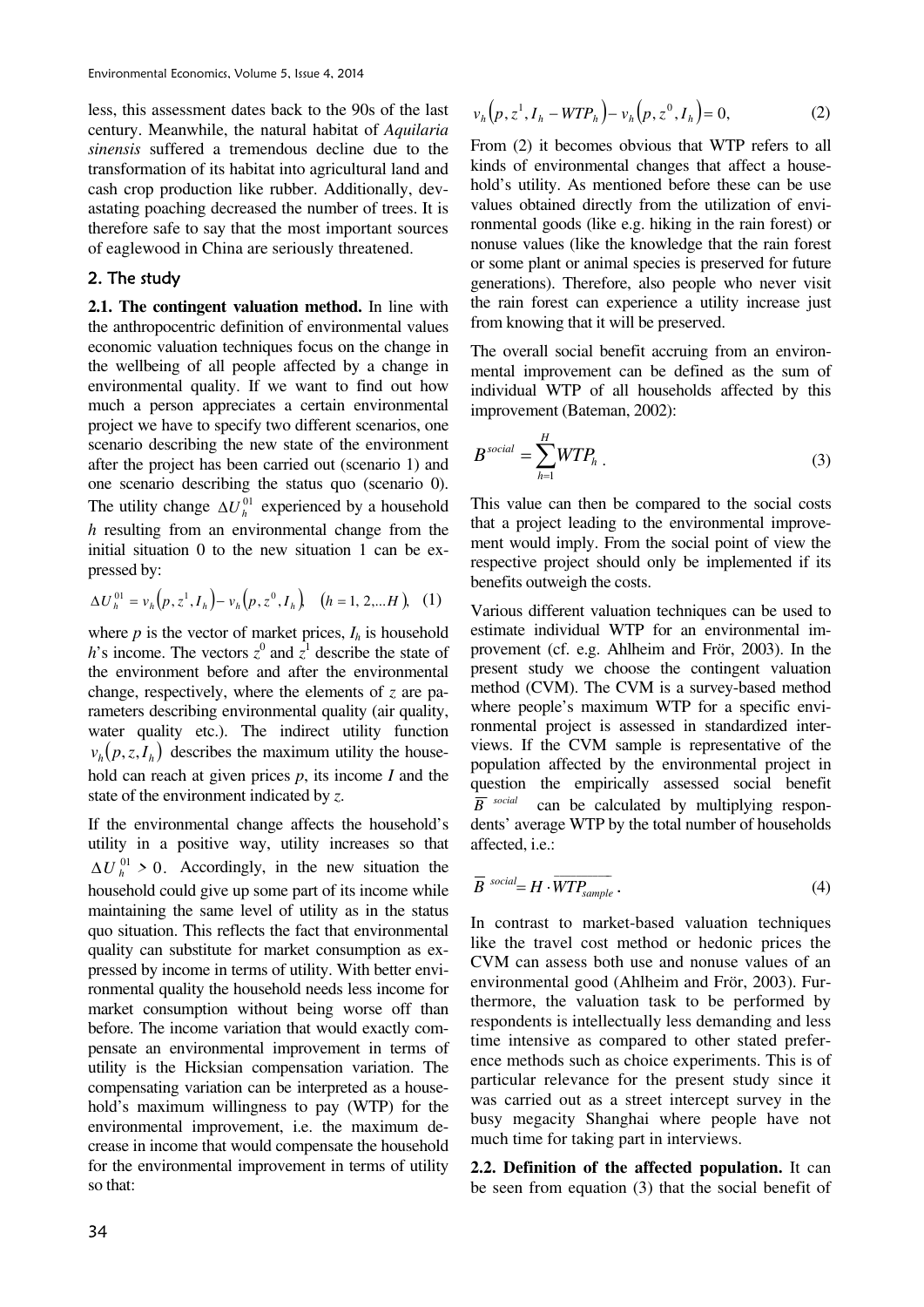less, this assessment dates back to the 90s of the last century. Meanwhile, the natural habitat of *Aquilaria sinensis* suffered a tremendous decline due to the transformation of its habitat into agricultural land and cash crop production like rubber. Additionally, devastating poaching decreased the number of trees. It is therefore safe to say that the most important sources of eaglewood in China are seriously threatened.

## 2. The study

**2.1. The contingent valuation method.** In line with the anthropocentric definition of environmental values economic valuation techniques focus on the change in the wellbeing of all people affected by a change in environmental quality. If we want to find out how much a person appreciates a certain environmental project we have to specify two different scenarios, one scenario describing the new state of the environment after the project has been carried out (scenario 1) and one scenario describing the status quo (scenario 0). The utility change $\Delta U_h^{01}$ experienced by a household $h$ resulting from an environmental change from the initial situation 0 to the new situation 1 can be expressed by:

$$\Delta U_h^{01} = v_h\left(p, z^1, I_h\right) - v_h\left(p, z^0, I_h\right), \quad \left(h = 1, 2, \ldots H\right), \quad (1)$$

where $p$ is the vector of market prices, $I_h$ is household $h$'s income. The vectors $z^0$ and $z^1$ describe the state of the environment before and after the environmental change, respectively, where the elements of $z$ are parameters describing environmental quality (air quality, water quality etc.). The indirect utility function $v_h\left(p, z, I_h\right)$ describes the maximum utility the household can reach at given prices $p$, its income $I$ and the state of the environment indicated by $z$.

If the environmental change affects the household's utility in a positive way, utility increases so that $\Delta U_h^{01} > 0$. Accordingly, in the new situation the household could give up some part of its income while maintaining the same level of utility as in the status quo situation. This reflects the fact that environmental quality can substitute for market consumption as expressed by income in terms of utility. With better environmental quality the household needs less income for market consumption without being worse off than before. The income variation that would exactly compensate an environmental improvement in terms of utility is the Hicksian compensation variation. The compensating variation can be interpreted as a household's maximum willingness to pay (WTP) for the environmental improvement, i.e. the maximum decrease in income that would compensate the household for the environmental improvement in terms of utility so that:

$$v_h\left(p, z^1, I_h - WTP_h\right) - v_h\left(p, z^0, I_h\right) = 0, \quad (2)$$

From (2) it becomes obvious that WTP refers to all kinds of environmental changes that affect a household's utility. As mentioned before these can be use values obtained directly from the utilization of environmental goods (like e.g. hiking in the rain forest) or nonuse values (like the knowledge that the rain forest or some plant or animal species is preserved for future generations). Therefore, also people who never visit the rain forest can experience a utility increase just from knowing that it will be preserved.

The overall social benefit accruing from an environmental improvement can be defined as the sum of individual WTP of all households affected by this improvement (Bateman, 2002):

$$B^{social} = \sum_{h=1}^{H} WTP_h \, . \quad (3)$$

This value can then be compared to the social costs that a project leading to the environmental improvement would imply. From the social point of view the respective project should only be implemented if its benefits outweigh the costs.

Various different valuation techniques can be used to estimate individual WTP for an environmental improvement (cf. e.g. Ahlheim and Frör, 2003). In the present study we choose the contingent valuation method (CVM). The CVM is a survey-based method where people's maximum WTP for a specific environmental project is assessed in standardized interviews. If the CVM sample is representative of the population affected by the environmental project in question the empirically assessed social benefit $\overline{B}^{\,social}$ can be calculated by multiplying respondents' average WTP by the total number of households affected, i.e.:

$$\overline{B}^{\,social} = H \cdot \overline{WTP_{sample}} \, . \quad (4)$$

In contrast to market-based valuation techniques like the travel cost method or hedonic prices the CVM can assess both use and nonuse values of an environmental good (Ahlheim and Frör, 2003). Furthermore, the valuation task to be performed by respondents is intellectually less demanding and less time intensive as compared to other stated preference methods such as choice experiments. This is of particular relevance for the present study since it was carried out as a street intercept survey in the busy megacity Shanghai where people have not much time for taking part in interviews.

**2.2. Definition of the affected population.** It can be seen from equation (3) that the social benefit of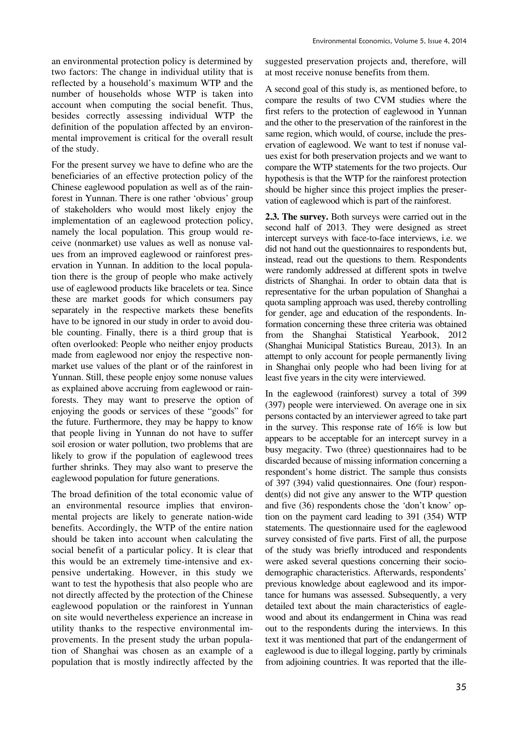an environmental protection policy is determined by two factors: The change in individual utility that is reflected by a household's maximum WTP and the number of households whose WTP is taken into account when computing the social benefit. Thus, besides correctly assessing individual WTP the definition of the population affected by an environmental improvement is critical for the overall result of the study.

For the present survey we have to define who are the beneficiaries of an effective protection policy of the Chinese eaglewood population as well as of the rainforest in Yunnan. There is one rather 'obvious' group of stakeholders who would most likely enjoy the implementation of an eaglewood protection policy, namely the local population. This group would receive (nonmarket) use values as well as nonuse values from an improved eaglewood or rainforest preservation in Yunnan. In addition to the local population there is the group of people who make actively use of eaglewood products like bracelets or tea. Since these are market goods for which consumers pay separately in the respective markets these benefits have to be ignored in our study in order to avoid double counting. Finally, there is a third group that is often overlooked: People who neither enjoy products made from eaglewood nor enjoy the respective nonmarket use values of the plant or of the rainforest in Yunnan. Still, these people enjoy some nonuse values as explained above accruing from eaglewood or rainforests. They may want to preserve the option of enjoying the goods or services of these "goods" for the future. Furthermore, they may be happy to know that people living in Yunnan do not have to suffer soil erosion or water pollution, two problems that are likely to grow if the population of eaglewood trees further shrinks. They may also want to preserve the eaglewood population for future generations.

The broad definition of the total economic value of an environmental resource implies that environmental projects are likely to generate nation-wide benefits. Accordingly, the WTP of the entire nation should be taken into account when calculating the social benefit of a particular policy. It is clear that this would be an extremely time-intensive and expensive undertaking. However, in this study we want to test the hypothesis that also people who are not directly affected by the protection of the Chinese eaglewood population or the rainforest in Yunnan on site would nevertheless experience an increase in utility thanks to the respective environmental improvements. In the present study the urban population of Shanghai was chosen as an example of a population that is mostly indirectly affected by the suggested preservation projects and, therefore, will at most receive nonuse benefits from them.

A second goal of this study is, as mentioned before, to compare the results of two CVM studies where the first refers to the protection of eaglewood in Yunnan and the other to the preservation of the rainforest in the same region, which would, of course, include the preservation of eaglewood. We want to test if nonuse values exist for both preservation projects and we want to compare the WTP statements for the two projects. Our hypothesis is that the WTP for the rainforest protection should be higher since this project implies the preservation of eaglewood which is part of the rainforest.

**2.3. The survey.** Both surveys were carried out in the second half of 2013. They were designed as street intercept surveys with face-to-face interviews, i.e. we did not hand out the questionnaires to respondents but, instead, read out the questions to them. Respondents were randomly addressed at different spots in twelve districts of Shanghai. In order to obtain data that is representative for the urban population of Shanghai a quota sampling approach was used, thereby controlling for gender, age and education of the respondents. Information concerning these three criteria was obtained from the Shanghai Statistical Yearbook, 2012 (Shanghai Municipal Statistics Bureau, 2013). In an attempt to only account for people permanently living in Shanghai only people who had been living for at least five years in the city were interviewed.

In the eaglewood (rainforest) survey a total of 399 (397) people were interviewed. On average one in six persons contacted by an interviewer agreed to take part in the survey. This response rate of 16% is low but appears to be acceptable for an intercept survey in a busy megacity. Two (three) questionnaires had to be discarded because of missing information concerning a respondent's home district. The sample thus consists of 397 (394) valid questionnaires. One (four) respondent(s) did not give any answer to the WTP question and five (36) respondents chose the 'don't know' option on the payment card leading to 391 (354) WTP statements. The questionnaire used for the eaglewood survey consisted of five parts. First of all, the purpose of the study was briefly introduced and respondents were asked several questions concerning their sociodemographic characteristics. Afterwards, respondents' previous knowledge about eaglewood and its importance for humans was assessed. Subsequently, a very detailed text about the main characteristics of eaglewood and about its endangerment in China was read out to the respondents during the interviews. In this text it was mentioned that part of the endangerment of eaglewood is due to illegal logging, partly by criminals from adjoining countries. It was reported that the ille-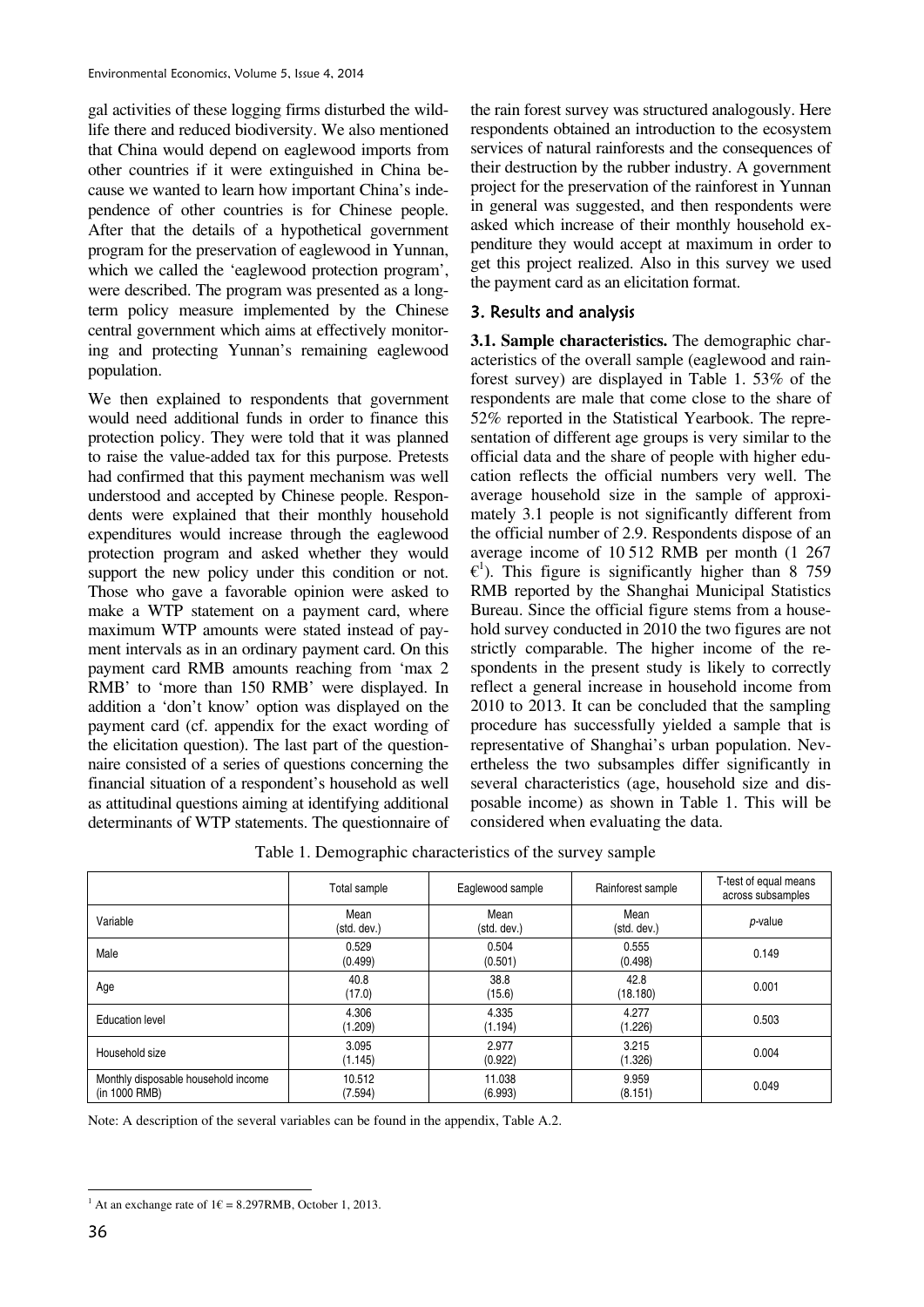gal activities of these logging firms disturbed the wildlife there and reduced biodiversity. We also mentioned that China would depend on eaglewood imports from other countries if it were extinguished in China because we wanted to learn how important China's independence of other countries is for Chinese people. After that the details of a hypothetical government program for the preservation of eaglewood in Yunnan, which we called the 'eaglewood protection program', were described. The program was presented as a long-term policy measure implemented by the Chinese central government which aims at effectively monitoring and protecting Yunnan's remaining eaglewood population.

We then explained to respondents that government would need additional funds in order to finance this protection policy. They were told that it was planned to raise the value-added tax for this purpose. Pretests had confirmed that this payment mechanism was well understood and accepted by Chinese people. Respondents were explained that their monthly household expenditures would increase through the eaglewood protection program and asked whether they would support the new policy under this condition or not. Those who gave a favorable opinion were asked to make a WTP statement on a payment card, where maximum WTP amounts were stated instead of payment intervals as in an ordinary payment card. On this payment card RMB amounts reaching from 'max 2 RMB' to 'more than 150 RMB' were displayed. In addition a 'don't know' option was displayed on the payment card (cf. appendix for the exact wording of the elicitation question). The last part of the questionnaire consisted of a series of questions concerning the financial situation of a respondent's household as well as attitudinal questions aiming at identifying additional determinants of WTP statements. The questionnaire of the rain forest survey was structured analogously. Here respondents obtained an introduction to the ecosystem services of natural rainforests and the consequences of their destruction by the rubber industry. A government project for the preservation of the rainforest in Yunnan in general was suggested, and then respondents were asked which increase of their monthly household expenditure they would accept at maximum in order to get this project realized. Also in this survey we used the payment card as an elicitation format.

## 3. Results and analysis

**3.1. Sample characteristics.** The demographic characteristics of the overall sample (eaglewood and rainforest survey) are displayed in Table 1. 53% of the respondents are male that come close to the share of 52% reported in the Statistical Yearbook. The representation of different age groups is very similar to the official data and the share of people with higher education reflects the official numbers very well. The average household size in the sample of approximately 3.1 people is not significantly different from the official number of 2.9. Respondents dispose of an average income of 10 512 RMB per month (1 267 €[1]). This figure is significantly higher than 8 759 RMB reported by the Shanghai Municipal Statistics Bureau. Since the official figure stems from a household survey conducted in 2010 the two figures are not strictly comparable. The higher income of the respondents in the present study is likely to correctly reflect a general increase in household income from 2010 to 2013. It can be concluded that the sampling procedure has successfully yielded a sample that is representative of Shanghai's urban population. Nevertheless the two subsamples differ significantly in several characteristics (age, household size and disposable income) as shown in Table 1. This will be considered when evaluating the data.

Table 1. Demographic characteristics of the survey sample

| | Total sample | Eaglewood sample | Rainforest sample | T-test of equal means across subsamples |
|---|---|---|---|---|
| Variable | Mean (std. dev.) | Mean (std. dev.) | Mean (std. dev.) | *p*-value |
| Male | 0.529 (0.499) | 0.504 (0.501) | 0.555 (0.498) | 0.149 |
| Age | 40.8 (17.0) | 38.8 (15.6) | 42.8 (18.180) | 0.001 |
| Education level | 4.306 (1.209) | 4.335 (1.194) | 4.277 (1.226) | 0.503 |
| Household size | 3.095 (1.145) | 2.977 (0.922) | 3.215 (1.326) | 0.004 |
| Monthly disposable household income (in 1000 RMB) | 10.512 (7.594) | 11.038 (6.993) | 9.959 (8.151) | 0.049 |

Note: A description of the several variables can be found in the appendix, Table A.2.

[1] At an exchange rate of 1€ = 8.297RMB, October 1, 2013.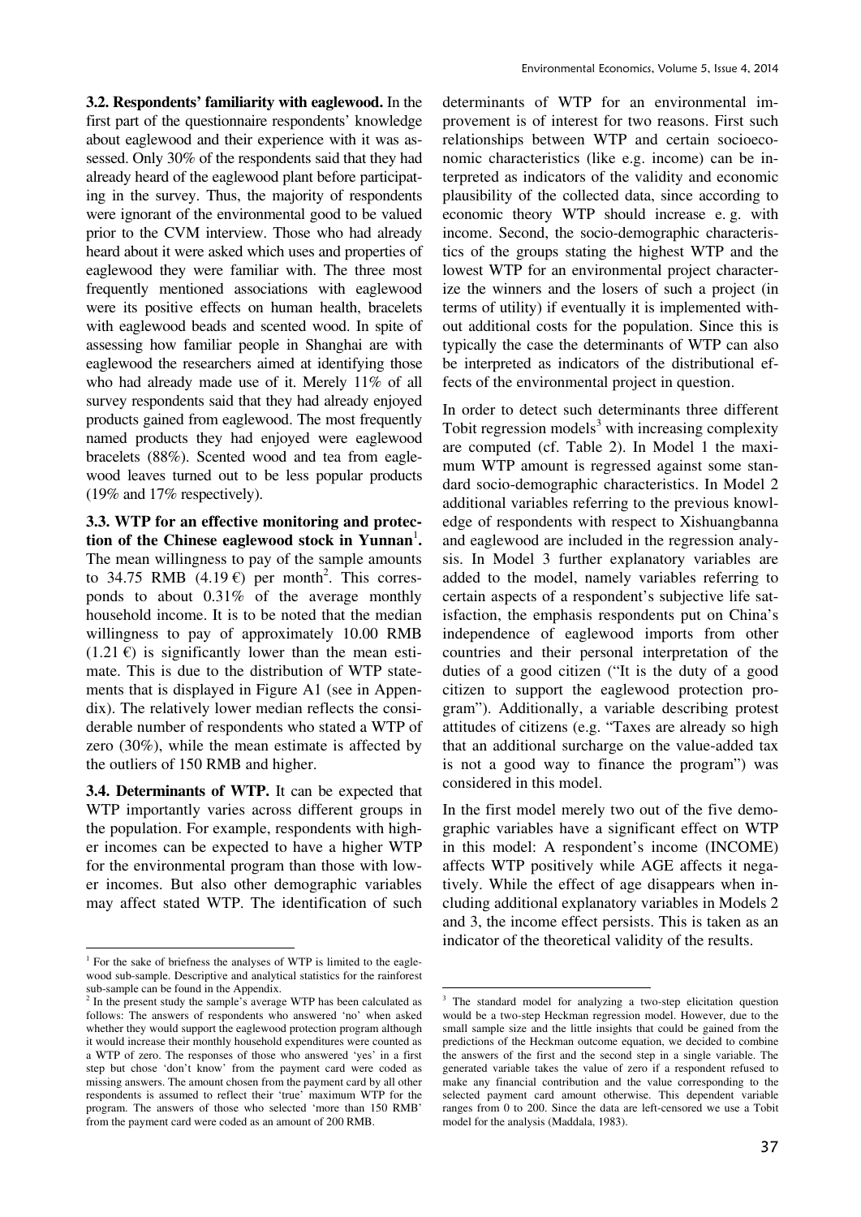**3.2. Respondents' familiarity with eaglewood.** In the first part of the questionnaire respondents' knowledge about eaglewood and their experience with it was assessed. Only 30% of the respondents said that they had already heard of the eaglewood plant before participating in the survey. Thus, the majority of respondents were ignorant of the environmental good to be valued prior to the CVM interview. Those who had already heard about it were asked which uses and properties of eaglewood they were familiar with. The three most frequently mentioned associations with eaglewood were its positive effects on human health, bracelets with eaglewood beads and scented wood. In spite of assessing how familiar people in Shanghai are with eaglewood the researchers aimed at identifying those who had already made use of it. Merely 11% of all survey respondents said that they had already enjoyed products gained from eaglewood. The most frequently named products they had enjoyed were eaglewood bracelets (88%). Scented wood and tea from eaglewood leaves turned out to be less popular products (19% and 17% respectively).

**3.3. WTP for an effective monitoring and protection of the Chinese eaglewood stock in Yunnan**[1]**.** The mean willingness to pay of the sample amounts to 34.75 RMB (4.19 €) per month[2]. This corresponds to about 0.31% of the average monthly household income. It is to be noted that the median willingness to pay of approximately 10.00 RMB (1.21 €) is significantly lower than the mean estimate. This is due to the distribution of WTP statements that is displayed in Figure A1 (see in Appendix). The relatively lower median reflects the considerable number of respondents who stated a WTP of zero (30%), while the mean estimate is affected by the outliers of 150 RMB and higher.

**3.4. Determinants of WTP.** It can be expected that WTP importantly varies across different groups in the population. For example, respondents with higher incomes can be expected to have a higher WTP for the environmental program than those with lower incomes. But also other demographic variables may affect stated WTP. The identification of such determinants of WTP for an environmental improvement is of interest for two reasons. First such relationships between WTP and certain socioeconomic characteristics (like e.g. income) can be interpreted as indicators of the validity and economic plausibility of the collected data, since according to economic theory WTP should increase e. g. with income. Second, the socio-demographic characteristics of the groups stating the highest WTP and the lowest WTP for an environmental project characterize the winners and the losers of such a project (in terms of utility) if eventually it is implemented without additional costs for the population. Since this is typically the case the determinants of WTP can also be interpreted as indicators of the distributional effects of the environmental project in question.

In order to detect such determinants three different Tobit regression models[3] with increasing complexity are computed (cf. Table 2). In Model 1 the maximum WTP amount is regressed against some standard socio-demographic characteristics. In Model 2 additional variables referring to the previous knowledge of respondents with respect to Xishuangbanna and eaglewood are included in the regression analysis. In Model 3 further explanatory variables are added to the model, namely variables referring to certain aspects of a respondent's subjective life satisfaction, the emphasis respondents put on China's independence of eaglewood imports from other countries and their personal interpretation of the duties of a good citizen ("It is the duty of a good citizen to support the eaglewood protection program"). Additionally, a variable describing protest attitudes of citizens (e.g. "Taxes are already so high that an additional surcharge on the value-added tax is not a good way to finance the program") was considered in this model.

In the first model merely two out of the five demographic variables have a significant effect on WTP in this model: A respondent's income (INCOME) affects WTP positively while AGE affects it negatively. While the effect of age disappears when including additional explanatory variables in Models 2 and 3, the income effect persists. This is taken as an indicator of the theoretical validity of the results.

---

[1] For the sake of briefness the analyses of WTP is limited to the eaglewood sub-sample. Descriptive and analytical statistics for the rainforest sub-sample can be found in the Appendix.

[2] In the present study the sample's average WTP has been calculated as follows: The answers of respondents who answered 'no' when asked whether they would support the eaglewood protection program although it would increase their monthly household expenditures were counted as a WTP of zero. The responses of those who answered 'yes' in a first step but chose 'don't know' from the payment card were coded as missing answers. The amount chosen from the payment card by all other respondents is assumed to reflect their 'true' maximum WTP for the program. The answers of those who selected 'more than 150 RMB' from the payment card were coded as an amount of 200 RMB.

[3] The standard model for analyzing a two-step elicitation question would be a two-step Heckman regression model. However, due to the small sample size and the little insights that could be gained from the predictions of the Heckman outcome equation, we decided to combine the answers of the first and the second step in a single variable. The generated variable takes the value of zero if a respondent refused to make any financial contribution and the value corresponding to the selected payment card amount otherwise. This dependent variable ranges from 0 to 200. Since the data are left-censored we use a Tobit model for the analysis (Maddala, 1983).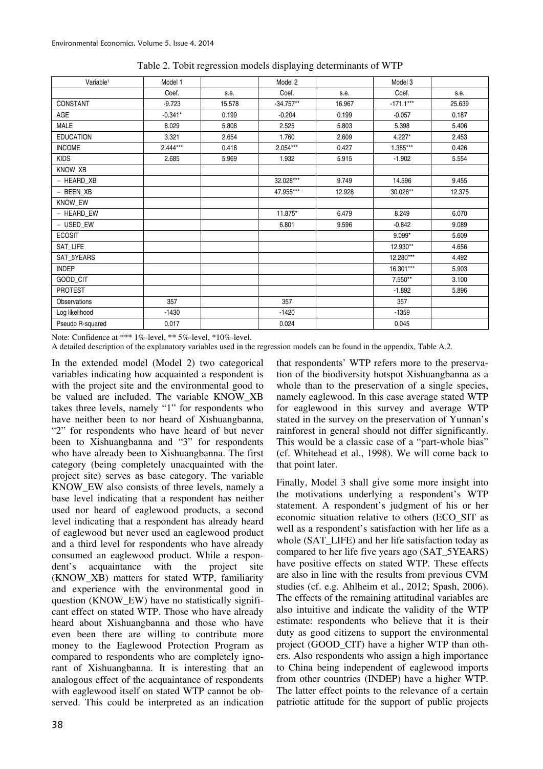Table 2. Tobit regression models displaying determinants of WTP

| Variable[1] | Model 1 | | Model 2 | | Model 3 | |
|---|---|---|---|---|---|---|
| | Coef. | s.e. | Coef. | s.e. | Coef. | s.e. |
| CONSTANT | -9.723 | 15.578 | -34.757** | 16.967 | -171.1*** | 25.639 |
| AGE | -0.341* | 0.199 | -0.204 | 0.199 | -0.057 | 0.187 |
| MALE | 8.029 | 5.808 | 2.525 | 5.803 | 5.398 | 5.406 |
| EDUCATION | 3.321 | 2.654 | 1.760 | 2.609 | 4.227* | 2.453 |
| INCOME | 2.444*** | 0.418 | 2.054*** | 0.427 | 1.385*** | 0.426 |
| KIDS | 2.685 | 5.969 | 1.932 | 5.915 | -1.902 | 5.554 |
| KNOW_XB | | | | | | |
| – HEARD_XB | | | 32.028*** | 9.749 | 14.596 | 9.455 |
| – BEEN_XB | | | 47.955*** | 12.928 | 30.026** | 12.375 |
| KNOW_EW | | | | | | |
| – HEARD_EW | | | 11.875* | 6.479 | 8.249 | 6.070 |
| – USED_EW | | | 6.801 | 9.596 | -0.842 | 9.089 |
| ECOSIT | | | | | 9.099* | 5.609 |
| SAT_LIFE | | | | | 12.930** | 4.656 |
| SAT_5YEARS | | | | | 12.280*** | 4.492 |
| INDEP | | | | | 16.301*** | 5.903 |
| GOOD_CIT | | | | | 7.550** | 3.100 |
| PROTEST | | | | | -1.892 | 5.896 |
| Observations | 357 | | 357 | | 357 | |
| Log likelihood | -1430 | | -1420 | | -1359 | |
| Pseudo R-squared | 0.017 | | 0.024 | | 0.045 | |

Note: Confidence at *** 1%-level, ** 5%-level, *10%-level.

A detailed description of the explanatory variables used in the regression models can be found in the appendix, Table A.2.

In the extended model (Model 2) two categorical variables indicating how acquainted a respondent is with the project site and the environmental good to be valued are included. The variable KNOW_XB takes three levels, namely "1" for respondents who have neither been to nor heard of Xishuangbanna, "2" for respondents who have heard of but never been to Xishuangbanna and "3" for respondents who have already been to Xishuangbanna. The first category (being completely unacquainted with the project site) serves as base category. The variable KNOW_EW also consists of three levels, namely a base level indicating that a respondent has neither used nor heard of eaglewood products, a second level indicating that a respondent has already heard of eaglewood but never used an eaglewood product and a third level for respondents who have already consumed an eaglewood product. While a respondent's acquaintance with the project site (KNOW_XB) matters for stated WTP, familiarity and experience with the environmental good in question (KNOW_EW) have no statistically significant effect on stated WTP. Those who have already heard about Xishuangbanna and those who have even been there are willing to contribute more money to the Eaglewood Protection Program as compared to respondents who are completely ignorant of Xishuangbanna. It is interesting that an analogous effect of the acquaintance of respondents with eaglewood itself on stated WTP cannot be observed. This could be interpreted as an indication that respondents' WTP refers more to the preservation of the biodiversity hotspot Xishuangbanna as a whole than to the preservation of a single species, namely eaglewood. In this case average stated WTP for eaglewood in this survey and average WTP stated in the survey on the preservation of Yunnan's rainforest in general should not differ significantly. This would be a classic case of a "part-whole bias" (cf. Whitehead et al., 1998). We will come back to that point later.

Finally, Model 3 shall give some more insight into the motivations underlying a respondent's WTP statement. A respondent's judgment of his or her economic situation relative to others (ECO_SIT as well as a respondent's satisfaction with her life as a whole (SAT_LIFE) and her life satisfaction today as compared to her life five years ago (SAT_5YEARS) have positive effects on stated WTP. These effects are also in line with the results from previous CVM studies (cf. e.g. Ahlheim et al., 2012; Spash, 2006). The effects of the remaining attitudinal variables are also intuitive and indicate the validity of the WTP estimate: respondents who believe that it is their duty as good citizens to support the environmental project (GOOD_CIT) have a higher WTP than others. Also respondents who assign a high importance to China being independent of eaglewood imports from other countries (INDEP) have a higher WTP. The latter effect points to the relevance of a certain patriotic attitude for the support of public projects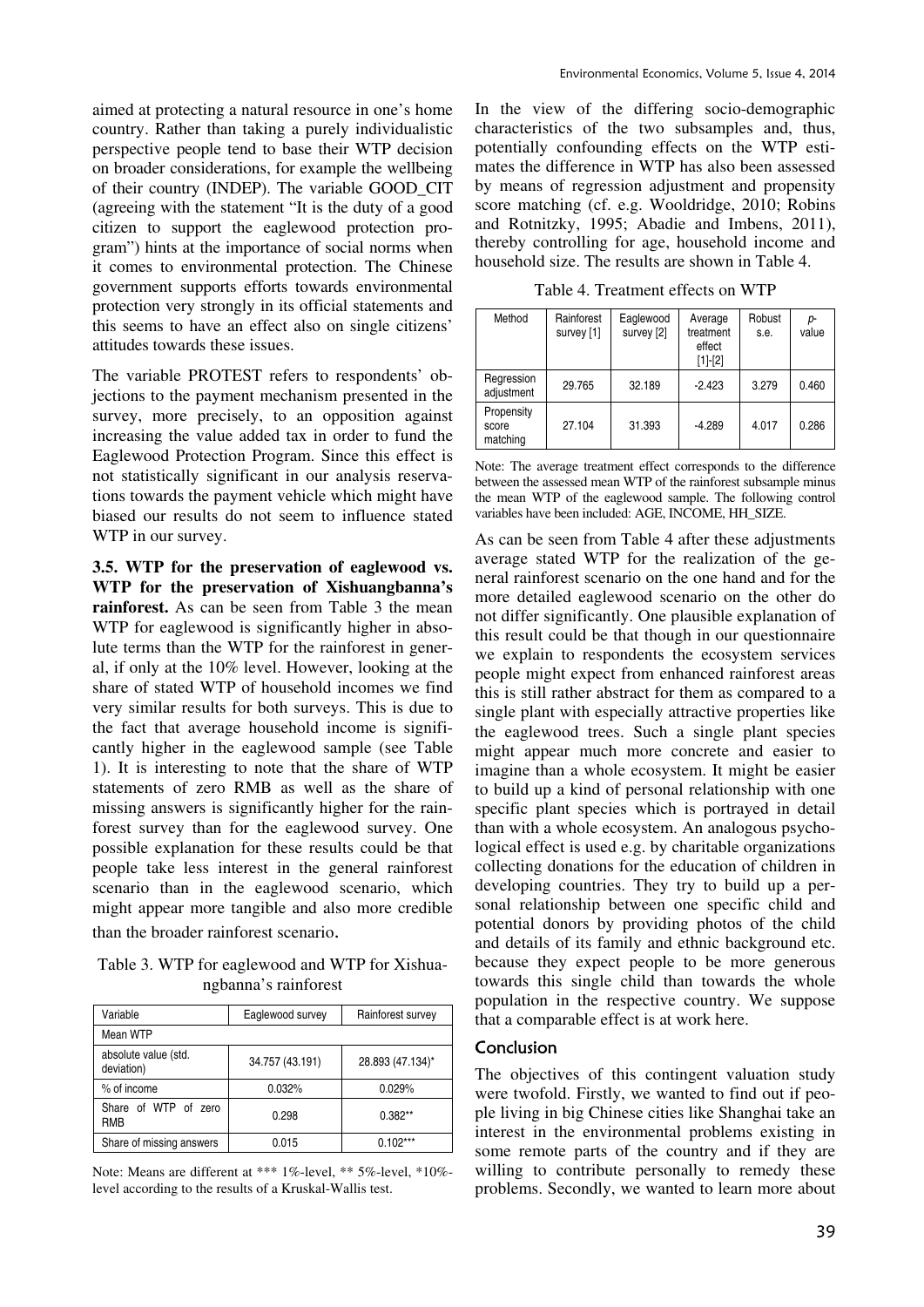aimed at protecting a natural resource in one's home country. Rather than taking a purely individualistic perspective people tend to base their WTP decision on broader considerations, for example the wellbeing of their country (INDEP). The variable GOOD_CIT (agreeing with the statement "It is the duty of a good citizen to support the eaglewood protection program") hints at the importance of social norms when it comes to environmental protection. The Chinese government supports efforts towards environmental protection very strongly in its official statements and this seems to have an effect also on single citizens' attitudes towards these issues.

The variable PROTEST refers to respondents' objections to the payment mechanism presented in the survey, more precisely, to an opposition against increasing the value added tax in order to fund the Eaglewood Protection Program. Since this effect is not statistically significant in our analysis reservations towards the payment vehicle which might have biased our results do not seem to influence stated WTP in our survey.

**3.5. WTP for the preservation of eaglewood vs. WTP for the preservation of Xishuangbanna's rainforest.** As can be seen from Table 3 the mean WTP for eaglewood is significantly higher in absolute terms than the WTP for the rainforest in general, if only at the 10% level. However, looking at the share of stated WTP of household incomes we find very similar results for both surveys. This is due to the fact that average household income is significantly higher in the eaglewood sample (see Table 1). It is interesting to note that the share of WTP statements of zero RMB as well as the share of missing answers is significantly higher for the rainforest survey than for the eaglewood survey. One possible explanation for these results could be that people take less interest in the general rainforest scenario than in the eaglewood scenario, which might appear more tangible and also more credible than the broader rainforest scenario.

Table 3. WTP for eaglewood and WTP for Xishuangbanna's rainforest

| Variable | Eaglewood survey | Rainforest survey |
|---|---|---|
| Mean WTP | | |
| absolute value (std. deviation) | 34.757 (43.191) | 28.893 (47.134)* |
| % of income | 0.032% | 0.029% |
| Share of WTP of zero RMB | 0.298 | 0.382** |
| Share of missing answers | 0.015 | 0.102*** |

Note: Means are different at *** 1%-level, ** 5%-level, *10%-level according to the results of a Kruskal-Wallis test.

In the view of the differing socio-demographic characteristics of the two subsamples and, thus, potentially confounding effects on the WTP estimates the difference in WTP has also been assessed by means of regression adjustment and propensity score matching (cf. e.g. Wooldridge, 2010; Robins and Rotnitzky, 1995; Abadie and Imbens, 2011), thereby controlling for age, household income and household size. The results are shown in Table 4.

Table 4. Treatment effects on WTP

| Method | Rainforest survey [1] | Eaglewood survey [2] | Average treatment effect [1]-[2] | Robust s.e. | p-value |
|---|---|---|---|---|---|
| Regression adjustment | 29.765 | 32.189 | -2.423 | 3.279 | 0.460 |
| Propensity score matching | 27.104 | 31.393 | -4.289 | 4.017 | 0.286 |

Note: The average treatment effect corresponds to the difference between the assessed mean WTP of the rainforest subsample minus the mean WTP of the eaglewood sample. The following control variables have been included: AGE, INCOME, HH_SIZE.

As can be seen from Table 4 after these adjustments average stated WTP for the realization of the general rainforest scenario on the one hand and for the more detailed eaglewood scenario on the other do not differ significantly. One plausible explanation of this result could be that though in our questionnaire we explain to respondents the ecosystem services people might expect from enhanced rainforest areas this is still rather abstract for them as compared to a single plant with especially attractive properties like the eaglewood trees. Such a single plant species might appear much more concrete and easier to imagine than a whole ecosystem. It might be easier to build up a kind of personal relationship with one specific plant species which is portrayed in detail than with a whole ecosystem. An analogous psychological effect is used e.g. by charitable organizations collecting donations for the education of children in developing countries. They try to build up a personal relationship between one specific child and potential donors by providing photos of the child and details of its family and ethnic background etc. because they expect people to be more generous towards this single child than towards the whole population in the respective country. We suppose that a comparable effect is at work here.

## Conclusion

The objectives of this contingent valuation study were twofold. Firstly, we wanted to find out if people living in big Chinese cities like Shanghai take an interest in the environmental problems existing in some remote parts of the country and if they are willing to contribute personally to remedy these problems. Secondly, we wanted to learn more about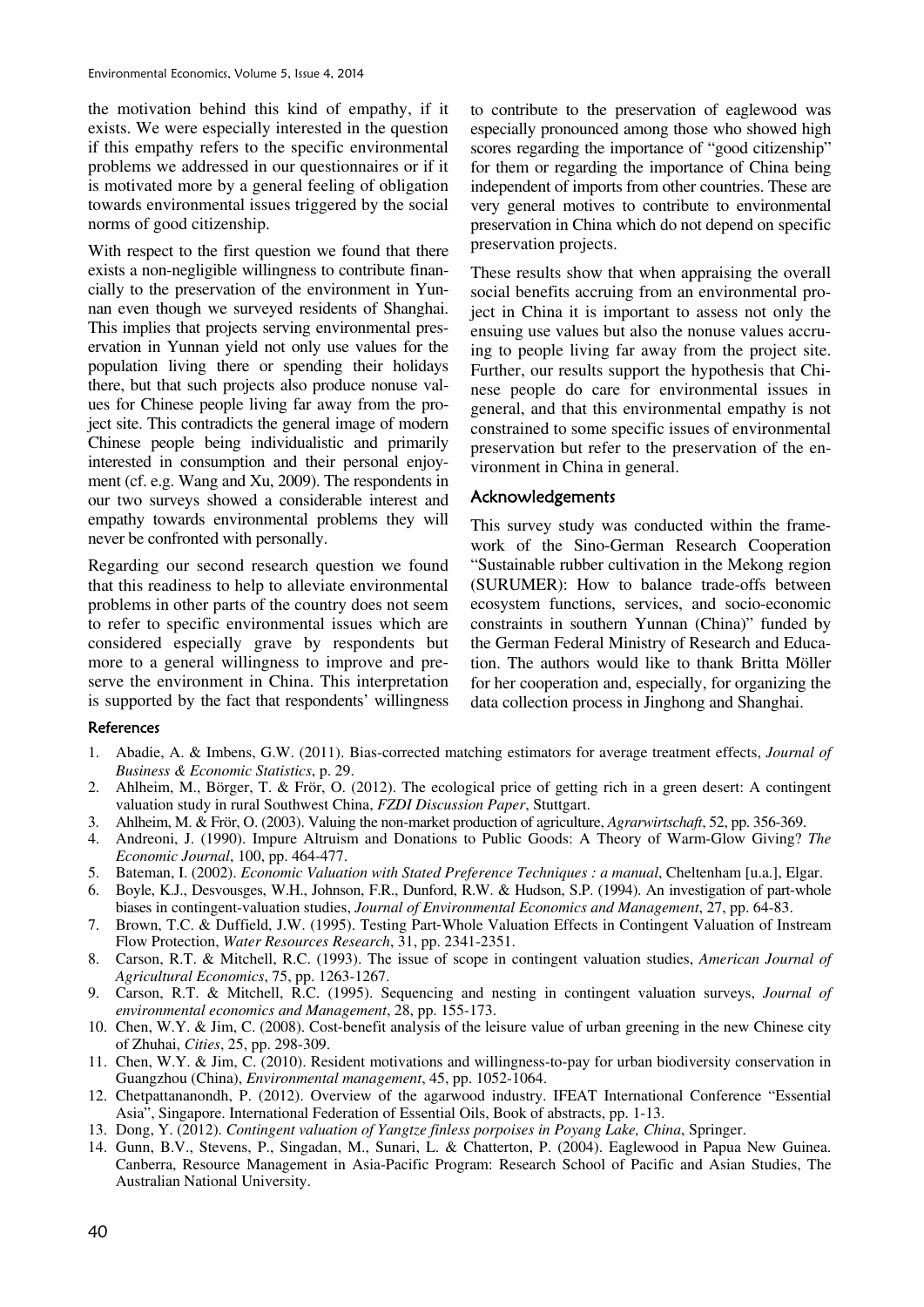the motivation behind this kind of empathy, if it exists. We were especially interested in the question if this empathy refers to the specific environmental problems we addressed in our questionnaires or if it is motivated more by a general feeling of obligation towards environmental issues triggered by the social norms of good citizenship.

With respect to the first question we found that there exists a non-negligible willingness to contribute financially to the preservation of the environment in Yunnan even though we surveyed residents of Shanghai. This implies that projects serving environmental preservation in Yunnan yield not only use values for the population living there or spending their holidays there, but that such projects also produce nonuse values for Chinese people living far away from the project site. This contradicts the general image of modern Chinese people being individualistic and primarily interested in consumption and their personal enjoyment (cf. e.g. Wang and Xu, 2009). The respondents in our two surveys showed a considerable interest and empathy towards environmental problems they will never be confronted with personally.

Regarding our second research question we found that this readiness to help to alleviate environmental problems in other parts of the country does not seem to refer to specific environmental issues which are considered especially grave by respondents but more to a general willingness to improve and preserve the environment in China. This interpretation is supported by the fact that respondents' willingness to contribute to the preservation of eaglewood was especially pronounced among those who showed high scores regarding the importance of "good citizenship" for them or regarding the importance of China being independent of imports from other countries. These are very general motives to contribute to environmental preservation in China which do not depend on specific preservation projects.

These results show that when appraising the overall social benefits accruing from an environmental project in China it is important to assess not only the ensuing use values but also the nonuse values accruing to people living far away from the project site. Further, our results support the hypothesis that Chinese people do care for environmental issues in general, and that this environmental empathy is not constrained to some specific issues of environmental preservation but refer to the preservation of the environment in China in general.

## Acknowledgements

This survey study was conducted within the framework of the Sino-German Research Cooperation "Sustainable rubber cultivation in the Mekong region (SURUMER): How to balance trade-offs between ecosystem functions, services, and socio-economic constraints in southern Yunnan (China)" funded by the German Federal Ministry of Research and Education. The authors would like to thank Britta Möller for her cooperation and, especially, for organizing the data collection process in Jinghong and Shanghai.

## References

1. Abadie, A. & Imbens, G.W. (2011). Bias-corrected matching estimators for average treatment effects, *Journal of Business & Economic Statistics*, p. 29.
2. Ahlheim, M., Börger, T. & Frör, O. (2012). The ecological price of getting rich in a green desert: A contingent valuation study in rural Southwest China, *FZDI Discussion Paper*, Stuttgart.
3. Ahlheim, M. & Frör, O. (2003). Valuing the non-market production of agriculture, *Agrarwirtschaft*, 52, pp. 356-369.
4. Andreoni, J. (1990). Impure Altruism and Donations to Public Goods: A Theory of Warm-Glow Giving? *The Economic Journal*, 100, pp. 464-477.
5. Bateman, I. (2002). *Economic Valuation with Stated Preference Techniques : a manual*, Cheltenham [u.a.], Elgar.
6. Boyle, K.J., Desvousges, W.H., Johnson, F.R., Dunford, R.W. & Hudson, S.P. (1994). An investigation of part-whole biases in contingent-valuation studies, *Journal of Environmental Economics and Management*, 27, pp. 64-83.
7. Brown, T.C. & Duffield, J.W. (1995). Testing Part-Whole Valuation Effects in Contingent Valuation of Instream Flow Protection, *Water Resources Research*, 31, pp. 2341-2351.
8. Carson, R.T. & Mitchell, R.C. (1993). The issue of scope in contingent valuation studies, *American Journal of Agricultural Economics*, 75, pp. 1263-1267.
9. Carson, R.T. & Mitchell, R.C. (1995). Sequencing and nesting in contingent valuation surveys, *Journal of environmental economics and Management*, 28, pp. 155-173.
10. Chen, W.Y. & Jim, C. (2008). Cost-benefit analysis of the leisure value of urban greening in the new Chinese city of Zhuhai, *Cities*, 25, pp. 298-309.
11. Chen, W.Y. & Jim, C. (2010). Resident motivations and willingness-to-pay for urban biodiversity conservation in Guangzhou (China), *Environmental management*, 45, pp. 1052-1064.
12. Chetpattananondh, P. (2012). Overview of the agarwood industry. IFEAT International Conference "Essential Asia", Singapore. International Federation of Essential Oils, Book of abstracts, pp. 1-13.
13. Dong, Y. (2012). *Contingent valuation of Yangtze finless porpoises in Poyang Lake, China*, Springer.
14. Gunn, B.V., Stevens, P., Singadan, M., Sunari, L. & Chatterton, P. (2004). Eaglewood in Papua New Guinea. Canberra, Resource Management in Asia-Pacific Program: Research School of Pacific and Asian Studies, The Australian National University.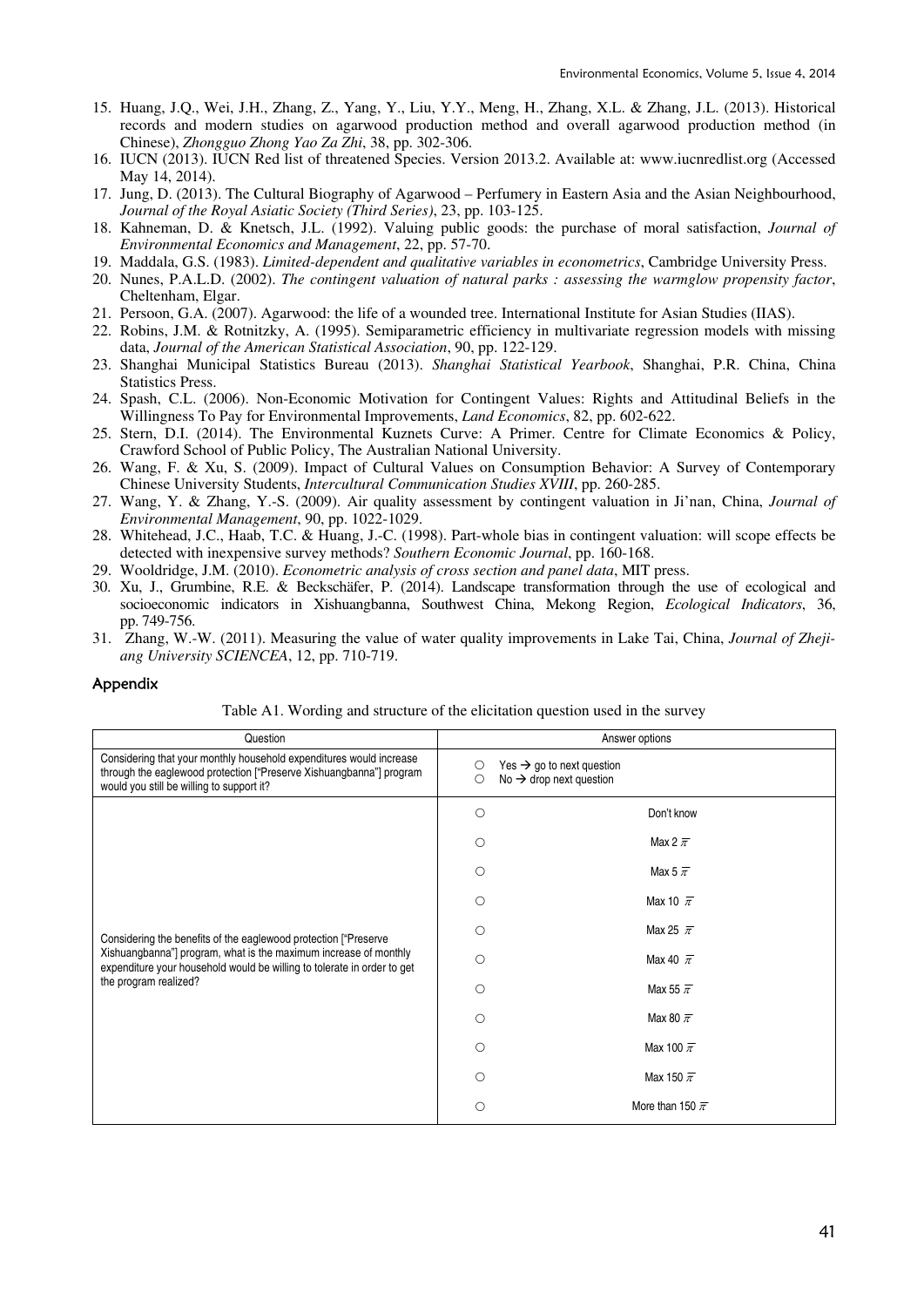15. Huang, J.Q., Wei, J.H., Zhang, Z., Yang, Y., Liu, Y.Y., Meng, H., Zhang, X.L. & Zhang, J.L. (2013). Historical records and modern studies on agarwood production method and overall agarwood production method (in Chinese), *Zhongguo Zhong Yao Za Zhi*, 38, pp. 302-306.
16. IUCN (2013). IUCN Red list of threatened Species. Version 2013.2. Available at: www.iucnredlist.org (Accessed May 14, 2014).
17. Jung, D. (2013). The Cultural Biography of Agarwood – Perfumery in Eastern Asia and the Asian Neighbourhood, *Journal of the Royal Asiatic Society (Third Series)*, 23, pp. 103-125.
18. Kahneman, D. & Knetsch, J.L. (1992). Valuing public goods: the purchase of moral satisfaction, *Journal of Environmental Economics and Management*, 22, pp. 57-70.
19. Maddala, G.S. (1983). *Limited-dependent and qualitative variables in econometrics*, Cambridge University Press.
20. Nunes, P.A.L.D. (2002). *The contingent valuation of natural parks : assessing the warmglow propensity factor*, Cheltenham, Elgar.
21. Persoon, G.A. (2007). Agarwood: the life of a wounded tree. International Institute for Asian Studies (IIAS).
22. Robins, J.M. & Rotnitzky, A. (1995). Semiparametric efficiency in multivariate regression models with missing data, *Journal of the American Statistical Association*, 90, pp. 122-129.
23. Shanghai Municipal Statistics Bureau (2013). *Shanghai Statistical Yearbook*, Shanghai, P.R. China, China Statistics Press.
24. Spash, C.L. (2006). Non-Economic Motivation for Contingent Values: Rights and Attitudinal Beliefs in the Willingness To Pay for Environmental Improvements, *Land Economics*, 82, pp. 602-622.
25. Stern, D.I. (2014). The Environmental Kuznets Curve: A Primer. Centre for Climate Economics & Policy, Crawford School of Public Policy, The Australian National University.
26. Wang, F. & Xu, S. (2009). Impact of Cultural Values on Consumption Behavior: A Survey of Contemporary Chinese University Students, *Intercultural Communication Studies XVIII*, pp. 260-285.
27. Wang, Y. & Zhang, Y.-S. (2009). Air quality assessment by contingent valuation in Ji'nan, China, *Journal of Environmental Management*, 90, pp. 1022-1029.
28. Whitehead, J.C., Haab, T.C. & Huang, J.-C. (1998). Part-whole bias in contingent valuation: will scope effects be detected with inexpensive survey methods? *Southern Economic Journal*, pp. 160-168.
29. Wooldridge, J.M. (2010). *Econometric analysis of cross section and panel data*, MIT press.
30. Xu, J., Grumbine, R.E. & Beckschäfer, P. (2014). Landscape transformation through the use of ecological and socioeconomic indicators in Xishuangbanna, Southwest China, Mekong Region, *Ecological Indicators*, 36, pp. 749-756.
31. Zhang, W.-W. (2011). Measuring the value of water quality improvements in Lake Tai, China, *Journal of Zhejiang University SCIENCEA*, 12, pp. 710-719.

## Appendix

Table A1. Wording and structure of the elicitation question used in the survey

| Question | Answer options |
|---|---|
| Considering that your monthly household expenditures would increase through the eaglewood protection ["Preserve Xishuangbanna"] program would you still be willing to support it? | ○ Yes → go to next question<br>○ No → drop next question |
| Considering the benefits of the eaglewood protection ["Preserve Xishuangbanna"] program, what is the maximum increase of monthly expenditure your household would be willing to tolerate in order to get the program realized? | ○ Don't know<br>○ Max 2 元<br>○ Max 5 元<br>○ Max 10 元<br>○ Max 25 元<br>○ Max 40 元<br>○ Max 55 元<br>○ Max 80 元<br>○ Max 100 元<br>○ Max 150 元<br>○ More than 150 元 |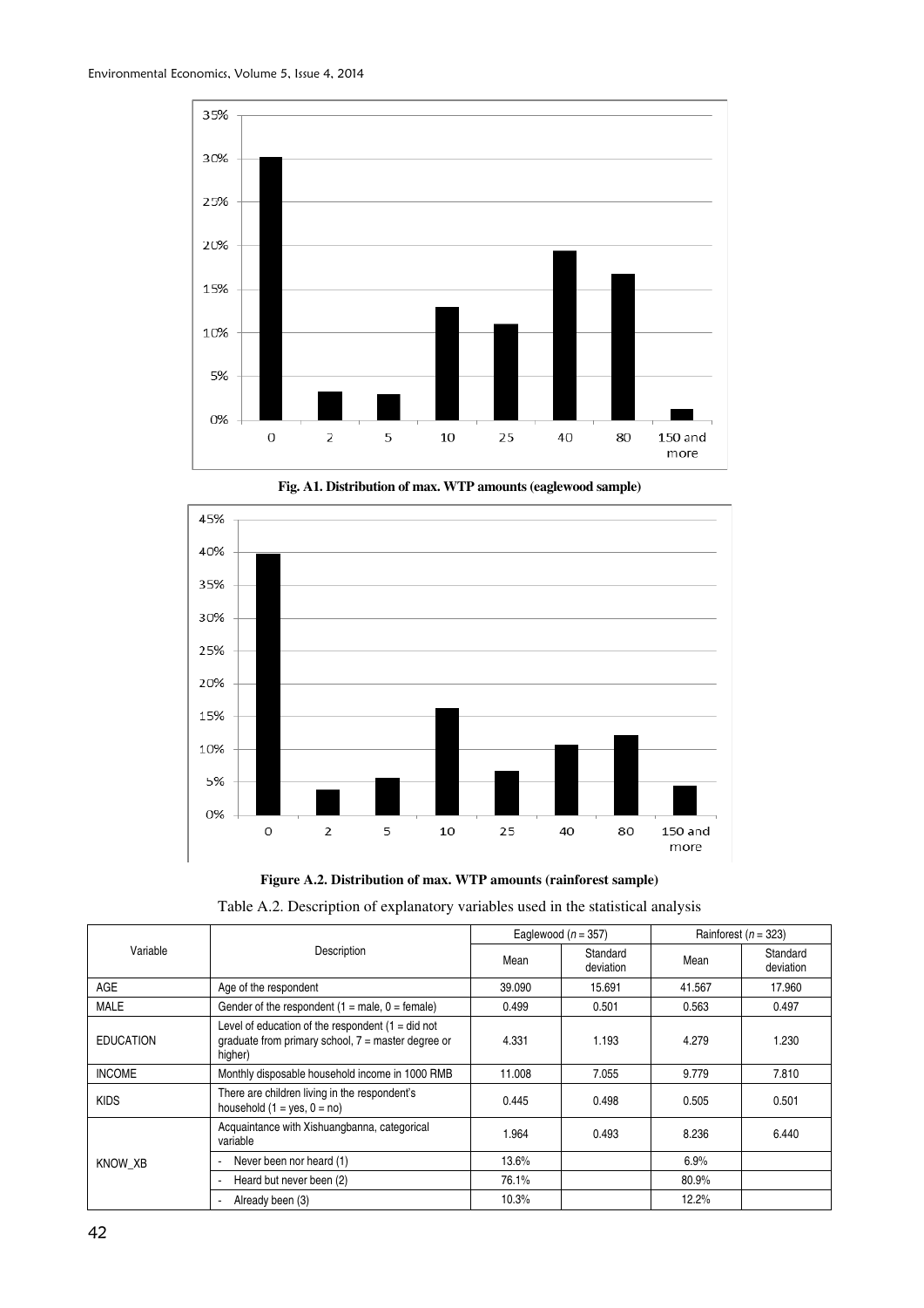Fig. A1. Distribution of max. WTP amounts (eaglewood sample)

Figure A.2. Distribution of max. WTP amounts (rainforest sample)

Table A.2. Description of explanatory variables used in the statistical analysis

| Variable | Description | Eaglewood ($n$ = 357) | | Rainforest ($n$ = 323) | |
|---|---|---|---|---|---|
| | | Mean | Standard deviation | Mean | Standard deviation |
| AGE | Age of the respondent | 39.090 | 15.691 | 41.567 | 17.960 |
| MALE | Gender of the respondent (1 = male, 0 = female) | 0.499 | 0.501 | 0.563 | 0.497 |
| EDUCATION | Level of education of the respondent (1 = did not graduate from primary school, 7 = master degree or higher) | 4.331 | 1.193 | 4.279 | 1.230 |
| INCOME | Monthly disposable household income in 1000 RMB | 11.008 | 7.055 | 9.779 | 7.810 |
| KIDS | There are children living in the respondent's household (1 = yes, 0 = no) | 0.445 | 0.498 | 0.505 | 0.501 |
| KNOW_XB | Acquaintance with Xishuangbanna, categorical variable | 1.964 | 0.493 | 8.236 | 6.440 |
| | - Never been nor heard (1) | 13.6% | | 6.9% | |
| | - Heard but never been (2) | 76.1% | | 80.9% | |
| | - Already been (3) | 10.3% | | 12.2% | |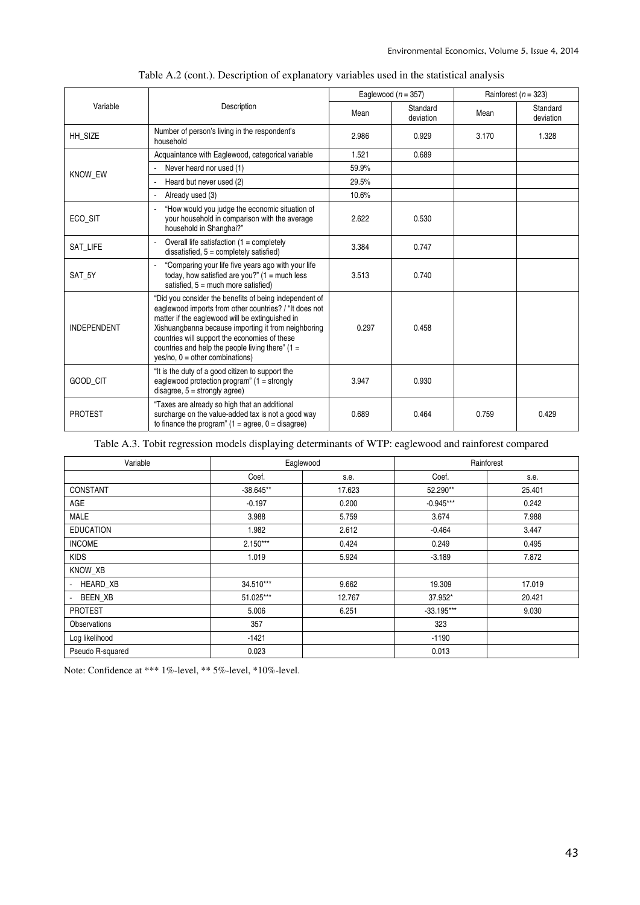Table A.2 (cont.). Description of explanatory variables used in the statistical analysis

| Variable | Description | Eaglewood ($n = 357$) | | Rainforest ($n = 323$) | |
|---|---|---|---|---|---|
| | | Mean | Standard deviation | Mean | Standard deviation |
| HH_SIZE | Number of person's living in the respondent's household | 2.986 | 0.929 | 3.170 | 1.328 |
| KNOW_EW | Acquaintance with Eaglewood, categorical variable | 1.521 | 0.689 | | |
| | - Never heard nor used (1) | 59.9% | | | |
| | - Heard but never used (2) | 29.5% | | | |
| | - Already used (3) | 10.6% | | | |
| ECO_SIT | - "How would you judge the economic situation of your household in comparison with the average household in Shanghai?" | 2.622 | 0.530 | | |
| SAT_LIFE | - Overall life satisfaction (1 = completely dissatisfied, 5 = completely satisfied) | 3.384 | 0.747 | | |
| SAT_5Y | - "Comparing your life five years ago with your life today, how satisfied are you?" (1 = much less satisfied, 5 = much more satisfied) | 3.513 | 0.740 | | |
| INDEPENDENT | "Did you consider the benefits of being independent of eaglewood imports from other countries? / "It does not matter if the eaglewood will be extinguished in Xishuangbanna because importing it from neighboring countries will support the economies of these countries and help the people living there" (1 = yes/no, 0 = other combinations) | 0.297 | 0.458 | | |
| GOOD_CIT | "It is the duty of a good citizen to support the eaglewood protection program" (1 = strongly disagree, 5 = strongly agree) | 3.947 | 0.930 | | |
| PROTEST | "Taxes are already so high that an additional surcharge on the value-added tax is not a good way to finance the program" (1 = agree, 0 = disagree) | 0.689 | 0.464 | 0.759 | 0.429 |

Table A.3. Tobit regression models displaying determinants of WTP: eaglewood and rainforest compared

| Variable | Eaglewood | | Rainforest | |
|---|---|---|---|---|
| | Coef. | s.e. | Coef. | s.e. |
| CONSTANT | -38.645** | 17.623 | 52.290** | 25.401 |
| AGE | -0.197 | 0.200 | -0.945*** | 0.242 |
| MALE | 3.988 | 5.759 | 3.674 | 7.988 |
| EDUCATION | 1.982 | 2.612 | -0.464 | 3.447 |
| INCOME | 2.150*** | 0.424 | 0.249 | 0.495 |
| KIDS | 1.019 | 5.924 | -3.189 | 7.872 |
| KNOW_XB | | | | |
| - HEARD_XB | 34.510*** | 9.662 | 19.309 | 17.019 |
| - BEEN_XB | 51.025*** | 12.767 | 37.952* | 20.421 |
| PROTEST | 5.006 | 6.251 | -33.195*** | 9.030 |
| Observations | 357 | | 323 | |
| Log likelihood | -1421 | | -1190 | |
| Pseudo R-squared | 0.023 | | 0.013 | |

Note: Confidence at *** 1%-level, ** 5%-level, *10%-level.